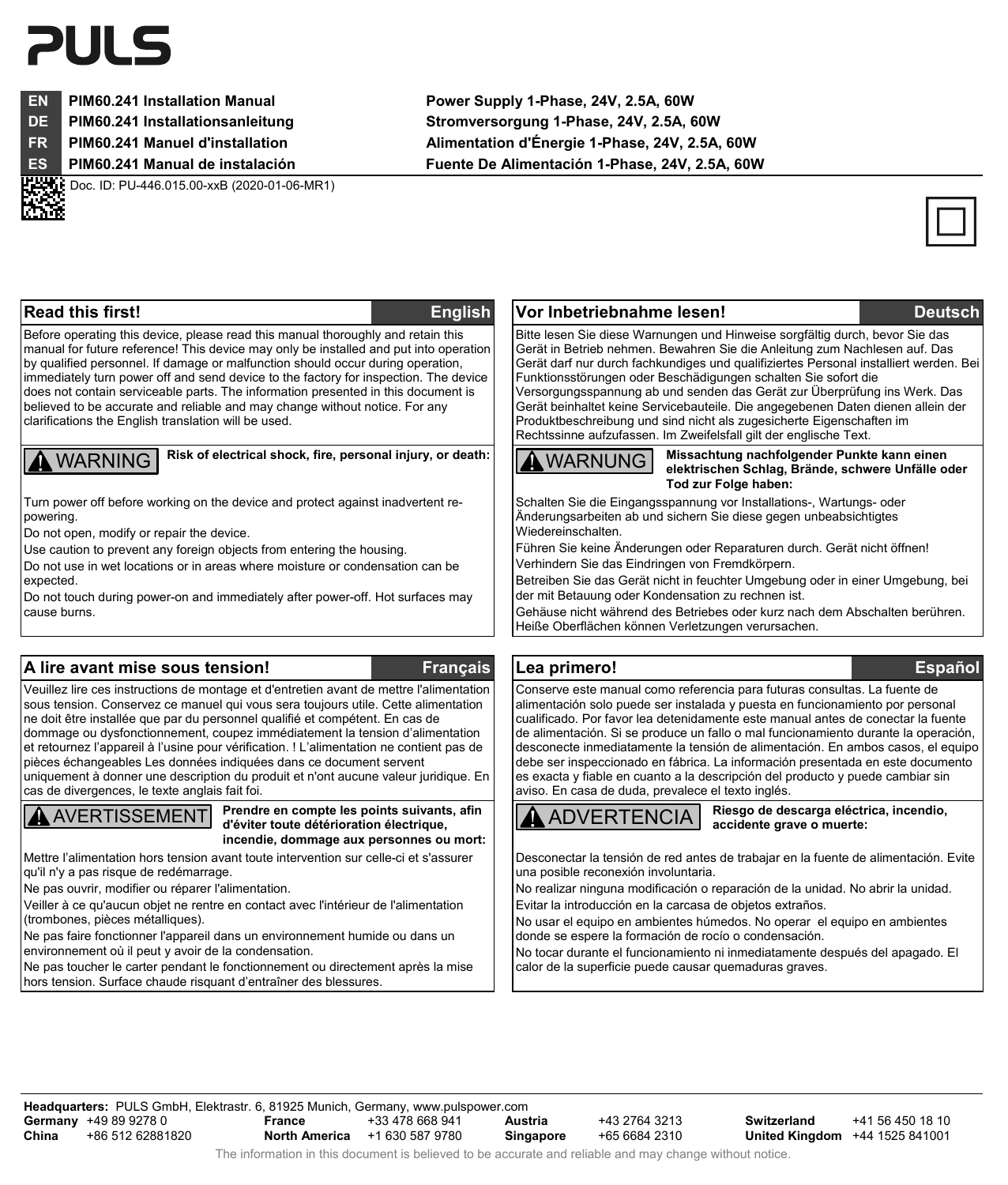# PULS

| | | |
|---|---|---|
| **EN** | **PIM60.241 Installation Manual** | **Power Supply 1-Phase, 24V, 2.5A, 60W** |
| **DE** | **PIM60.241 Installationsanleitung** | **Stromversorgung 1-Phase, 24V, 2.5A, 60W** |
| **FR** | **PIM60.241 Manuel d'installation** | **Alimentation d'Énergie 1-Phase, 24V, 2.5A, 60W** |
| **ES** | **PIM60.241 Manual de instalación** | **Fuente De Alimentación 1-Phase, 24V, 2.5A, 60W** |

Doc. ID: PU-446.015.00-xxB (2020-01-06-MR1)

## Read this first! — English

Before operating this device, please read this manual thoroughly and retain this manual for future reference! This device may only be installed and put into operation by qualified personnel. If damage or malfunction should occur during operation, immediately turn power off and send device to the factory for inspection. The device does not contain serviceable parts. The information presented in this document is believed to be accurate and reliable and may change without notice. For any clarifications the English translation will be used.

**⚠ WARNING** **Risk of electrical shock, fire, personal injury, or death:**

Turn power off before working on the device and protect against inadvertent re-powering.

Do not open, modify or repair the device.

Use caution to prevent any foreign objects from entering the housing.

Do not use in wet locations or in areas where moisture or condensation can be expected.

Do not touch during power-on and immediately after power-off. Hot surfaces may cause burns.

## Vor Inbetriebnahme lesen! — Deutsch

Bitte lesen Sie diese Warnungen und Hinweise sorgfältig durch, bevor Sie das Gerät in Betrieb nehmen. Bewahren Sie die Anleitung zum Nachlesen auf. Das Gerät darf nur durch fachkundiges und qualifiziertes Personal installiert werden. Bei Funktionsstörungen oder Beschädigungen schalten Sie sofort die Versorgungsspannung ab und senden das Gerät zur Überprüfung ins Werk. Das Gerät beinhaltet keine Servicebauteile. Die angegebenen Daten dienen allein der Produktbeschreibung und sind nicht als zugesicherte Eigenschaften im Rechtssinne aufzufassen. Im Zweifelsfall gilt der englische Text.

**⚠ WARNUNG** **Missachtung nachfolgender Punkte kann einen elektrischen Schlag, Brände, schwere Unfälle oder Tod zur Folge haben:**

Schalten Sie die Eingangsspannung vor Installations-, Wartungs- oder Änderungsarbeiten ab und sichern Sie diese gegen unbeabsichtigtes Wiedereinschalten.

Führen Sie keine Änderungen oder Reparaturen durch. Gerät nicht öffnen!

Verhindern Sie das Eindringen von Fremdkörpern.

Betreiben Sie das Gerät nicht in feuchter Umgebung oder in einer Umgebung, bei der mit Betauung oder Kondensation zu rechnen ist.

Gehäuse nicht während des Betriebes oder kurz nach dem Abschalten berühren. Heiße Oberflächen können Verletzungen verursachen.

## A lire avant mise sous tension! — Français

Veuillez lire ces instructions de montage et d'entretien avant de mettre l'alimentation sous tension. Conservez ce manuel qui vous sera toujours utile. Cette alimentation ne doit être installée que par du personnel qualifié et compétent. En cas de dommage ou dysfonctionnement, coupez immédiatement la tension d'alimentation et retournez l'appareil à l'usine pour vérification. ! L'alimentation ne contient pas de pièces échangeables Les données indiquées dans ce document servent uniquement à donner une description du produit et n'ont aucune valeur juridique. En cas de divergences, le texte anglais fait foi.

**⚠ AVERTISSEMENT** **Prendre en compte les points suivants, afin d'éviter toute détérioration électrique, incendie, dommage aux personnes ou mort:**

Mettre l'alimentation hors tension avant toute intervention sur celle-ci et s'assurer qu'il n'y a pas risque de redémarrage.

Ne pas ouvrir, modifier ou réparer l'alimentation.

Veiller à ce qu'aucun objet ne rentre en contact avec l'intérieur de l'alimentation (trombones, pièces métalliques).

Ne pas faire fonctionner l'appareil dans un environnement humide ou dans un environnement où il peut y avoir de la condensation.

Ne pas toucher le carter pendant le fonctionnement ou directement après la mise hors tension. Surface chaude risquant d'entraîner des blessures.

## Lea primero! — Español

Conserve este manual como referencia para futuras consultas. La fuente de alimentación solo puede ser instalada y puesta en funcionamiento por personal cualificado. Por favor lea detenidamente este manual antes de conectar la fuente de alimentación. Si se produce un fallo o mal funcionamiento durante la operación, desconecte inmediatamente la tensión de alimentación. En ambos casos, el equipo debe ser inspeccionado en fábrica. La información presentada en este documento es exacta y fiable en cuanto a la descripción del producto y puede cambiar sin aviso. En casa de duda, prevalece el texto inglés.

**⚠ ADVERTENCIA** **Riesgo de descarga eléctrica, incendio, accidente grave o muerte:**

Desconectar la tensión de red antes de trabajar en la fuente de alimentación. Evite una posible reconexión involuntaria.

No realizar ninguna modificación o reparación de la unidad. No abrir la unidad.

Evitar la introducción en la carcasa de objetos extraños.

No usar el equipo en ambientes húmedos. No operar el equipo en ambientes donde se espere la formación de rocío o condensación.

No tocar durante el funcionamiento ni inmediatamente después del apagado. El calor de la superficie puede causar quemaduras graves.

---

**Headquarters:** PULS GmbH, Elektrastr. 6, 81925 Munich, Germany, www.pulspower.com

| | | | | | | | |
|---|---|---|---|---|---|---|---|
| **Germany** | +49 89 9278 0 | **France** | +33 478 668 941 | **Austria** | +43 2764 3213 | **Switzerland** | +41 56 450 18 10 |
| **China** | +86 512 62881820 | **North America** | +1 630 587 9780 | **Singapore** | +65 6684 2310 | **United Kingdom** | +44 1525 841001 |

The information in this document is believed to be accurate and reliable and may change without notice.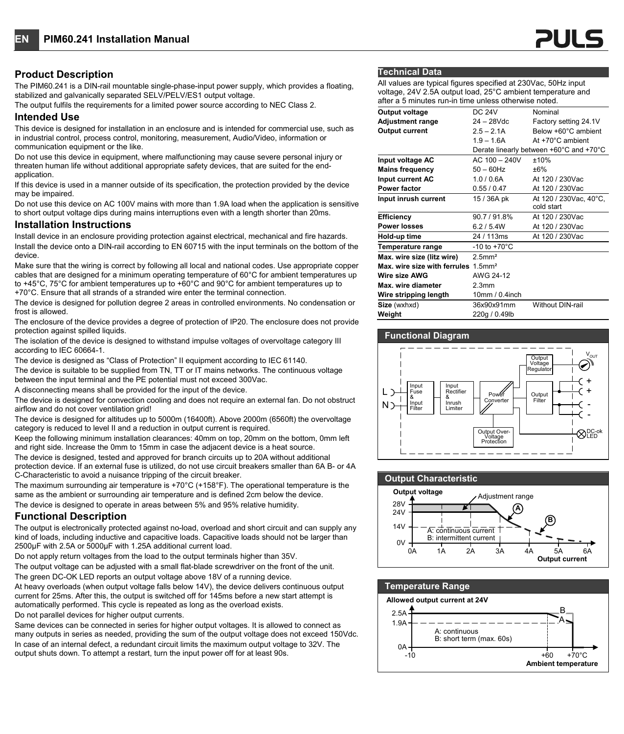# PIM60.241 Installation Manual

## Product Description

The PIM60.241 is a DIN-rail mountable single-phase-input power supply, which provides a floating, stabilized and galvanically separated SELV/PELV/ES1 output voltage.

The output fulfils the requirements for a limited power source according to NEC Class 2.

## Intended Use

This device is designed for installation in an enclosure and is intended for commercial use, such as in industrial control, process control, monitoring, measurement, Audio/Video, information or communication equipment or the like.

Do not use this device in equipment, where malfunctioning may cause severe personal injury or threaten human life without additional appropriate safety devices, that are suited for the end-application.

If this device is used in a manner outside of its specification, the protection provided by the device may be impaired.

Do not use this device on AC 100V mains with more than 1.9A load when the application is sensitive to short output voltage dips during mains interruptions even with a length shorter than 20ms.

## Installation Instructions

Install device in an enclosure providing protection against electrical, mechanical and fire hazards.

Install the device onto a DIN-rail according to EN 60715 with the input terminals on the bottom of the device.

Make sure that the wiring is correct by following all local and national codes. Use appropriate copper cables that are designed for a minimum operating temperature of 60°C for ambient temperatures up to +45°C, 75°C for ambient temperatures up to +60°C and 90°C for ambient temperatures up to +70°C. Ensure that all strands of a stranded wire enter the terminal connection.

The device is designed for pollution degree 2 areas in controlled environments. No condensation or frost is allowed.

The enclosure of the device provides a degree of protection of IP20. The enclosure does not provide protection against spilled liquids.

The isolation of the device is designed to withstand impulse voltages of overvoltage category III according to IEC 60664-1.

The device is designed as "Class of Protection" II equipment according to IEC 61140.

The device is suitable to be supplied from TN, TT or IT mains networks. The continuous voltage between the input terminal and the PE potential must not exceed 300Vac.

A disconnecting means shall be provided for the input of the device.

The device is designed for convection cooling and does not require an external fan. Do not obstruct airflow and do not cover ventilation grid!

The device is designed for altitudes up to 5000m (16400ft). Above 2000m (6560ft) the overvoltage category is reduced to level II and a reduction in output current is required.

Keep the following minimum installation clearances: 40mm on top, 20mm on the bottom, 0mm left and right side. Increase the 0mm to 15mm in case the adjacent device is a heat source.

The device is designed, tested and approved for branch circuits up to 20A without additional protection device. If an external fuse is utilized, do not use circuit breakers smaller than 6A B- or 4A C-Characteristic to avoid a nuisance tripping of the circuit breaker.

The maximum surrounding air temperature is +70°C (+158°F). The operational temperature is the same as the ambient or surrounding air temperature and is defined 2cm below the device.

The device is designed to operate in areas between 5% and 95% relative humidity.

## Functional Description

The output is electronically protected against no-load, overload and short circuit and can supply any kind of loads, including inductive and capacitive loads. Capacitive loads should not be larger than 2500µF with 2.5A or 5000µF with 1.25A additional current load.

Do not apply return voltages from the load to the output terminals higher than 35V.

The output voltage can be adjusted with a small flat-blade screwdriver on the front of the unit.

The green DC-OK LED reports an output voltage above 18V of a running device.

At heavy overloads (when output voltage falls below 14V), the device delivers continuous output current for 25ms. After this, the output is switched off for 145ms before a new start attempt is automatically performed. This cycle is repeated as long as the overload exists.

Do not parallel devices for higher output currents.

Same devices can be connected in series for higher output voltages. It is allowed to connect as many outputs in series as needed, providing the sum of the output voltage does not exceed 150Vdc.

In case of an internal defect, a redundant circuit limits the maximum output voltage to 32V. The output shuts down. To attempt a restart, turn the input power off for at least 90s.

## Technical Data

All values are typical figures specified at 230Vac, 50Hz input voltage, 24V 2.5A output load, 25°C ambient temperature and after a 5 minutes run-in time unless otherwise noted.

| | | |
|---|---|---|
| **Output voltage** | DC 24V | Nominal |
| **Adjustment range** | 24 – 28Vdc | Factory setting 24.1V |
| **Output current** | 2.5 – 2.1A | Below +60°C ambient |
| | 1.9 – 1.6A | At +70°C ambient |
| | Derate linearly between +60°C and +70°C | |
| **Input voltage AC** | AC 100 – 240V | ±10% |
| **Mains frequency** | 50 – 60Hz | ±6% |
| **Input current AC** | 1.0 / 0.6A | At 120 / 230Vac |
| **Power factor** | 0.55 / 0.47 | At 120 / 230Vac |
| **Input inrush current** | 15 / 36A pk | At 120 / 230Vac, 40°C, cold start |
| **Efficiency** | 90.7 / 91.8% | At 120 / 230Vac |
| **Power losses** | 6.2 / 5.4W | At 120 / 230Vac |
| **Hold-up time** | 24 / 113ms | At 120 / 230Vac |
| **Temperature range** | -10 to +70°C | |
| **Max. wire size (litz wire)** | 2.5mm² | |
| **Max. wire size with ferrules** | 1.5mm² | |
| **Wire size AWG** | AWG 24-12 | |
| **Max. wire diameter** | 2.3mm | |
| **Wire stripping length** | 10mm / 0.4inch | |
| **Size** (wxhxd) | 36x90x91mm | Without DIN-rail |
| **Weight** | 220g / 0.49lb | |

## Functional Diagram

L
N
Input Fuse & Input Filter
Input Rectifier & Inrush Limiter
Power Converter
Output Filter
Output Voltage Regulator
Output Over-Voltage Protection
$V_{OUT}$
+
+
-
-
DC-ok LED

## Output Characteristic

Output voltage
Adjustment range
28V
24V
14V
0V
A: continuous current
B: intermittent current
0A 1A 2A 3A 4A 5A 6A
Output current

## Temperature Range

Allowed output current at 24V
2.5A
1.9A
0A
A: continuous
B: short term (max. 60s)
-10 +60 +70°C
Ambient temperature